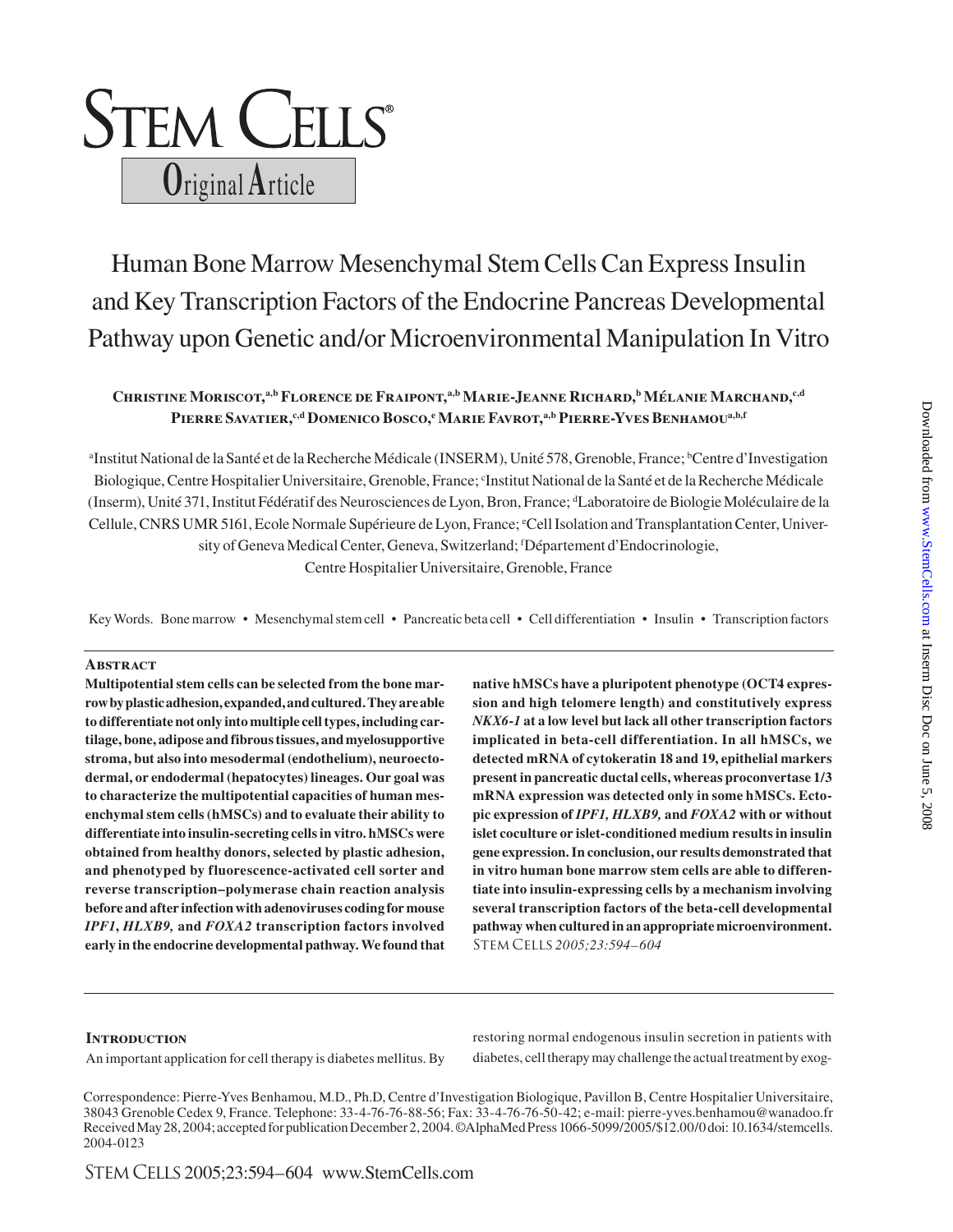# Human Bone Marrow Mesenchymal Stem Cells Can Express Insulin and Key Transcription Factors of the Endocrine Pancreas Developmental Pathway upon Genetic and/or Microenvironmental Manipulation In Vitro

**Christine Moriscot,[a,b] Florence de Fraipont,[a,b] Marie-Jeanne Richard,[b] Mélanie Marchand,[c,d] Pierre Savatier,[c,d] Domenico Bosco,[e] Marie Favrot,[a,b] Pierre-Yves Benhamou[a,b,f]**

[a]Institut National de la Santé et de la Recherche Médicale (INSERM), Unité 578, Grenoble, France; [b]Centre d'Investigation Biologique, Centre Hospitalier Universitaire, Grenoble, France; [c]Institut National de la Santé et de la Recherche Médicale (Inserm), Unité 371, Institut Fédératif des Neurosciences de Lyon, Bron, France; [d]Laboratoire de Biologie Moléculaire de la Cellule, CNRS UMR 5161, Ecole Normale Supérieure de Lyon, France; [e]Cell Isolation and Transplantation Center, University of Geneva Medical Center, Geneva, Switzerland; [f]Département d'Endocrinologie, Centre Hospitalier Universitaire, Grenoble, France

Key Words. Bone marrow • Mesenchymal stem cell • Pancreatic beta cell • Cell differentiation • Insulin • Transcription factors

## Abstract

**Multipotential stem cells can be selected from the bone marrow by plastic adhesion, expanded, and cultured. They are able to differentiate not only into multiple cell types, including cartilage, bone, adipose and fibrous tissues, and myelosupportive stroma, but also into mesodermal (endothelium), neuroectodermal, or endodermal (hepatocytes) lineages. Our goal was to characterize the multipotential capacities of human mesenchymal stem cells (hMSCs) and to evaluate their ability to differentiate into insulin-secreting cells in vitro. hMSCs were obtained from healthy donors, selected by plastic adhesion, and phenotyped by fluorescence-activated cell sorter and reverse transcription–polymerase chain reaction analysis before and after infection with adenoviruses coding for mouse *IPF1*, *HLXB9,* and *FOXA2* transcription factors involved early in the endocrine developmental pathway. We found that native hMSCs have a pluripotent phenotype (OCT4 expression and high telomere length) and constitutively express *NKX6-1* at a low level but lack all other transcription factors implicated in beta-cell differentiation. In all hMSCs, we detected mRNA of cytokeratin 18 and 19, epithelial markers present in pancreatic ductal cells, whereas proconvertase 1/3 mRNA expression was detected only in some hMSCs. Ectopic expression of *IPF1, HLXB9,* and *FOXA2* with or without islet coculture or islet-conditioned medium results in insulin gene expression. In conclusion, our results demonstrated that in vitro human bone marrow stem cells are able to differentiate into insulin-expressing cells by a mechanism involving several transcription factors of the beta-cell developmental pathway when cultured in an appropriate microenvironment.** Stem Cells *2005;23:594–604*

## Introduction

An important application for cell therapy is diabetes mellitus. By restoring normal endogenous insulin secretion in patients with diabetes, cell therapy may challenge the actual treatment by exog-

Correspondence: Pierre-Yves Benhamou, M.D., Ph.D, Centre d'Investigation Biologique, Pavillon B, Centre Hospitalier Universitaire, 38043 Grenoble Cedex 9, France. Telephone: 33-4-76-76-88-56; Fax: 33-4-76-76-50-42; e-mail: pierre-yves.benhamou@wanadoo.fr Received May 28, 2004; accepted for publication December 2, 2004. ©AlphaMed Press 1066-5099/2005/$12.00/0 doi: 10.1634/stemcells.2004-0123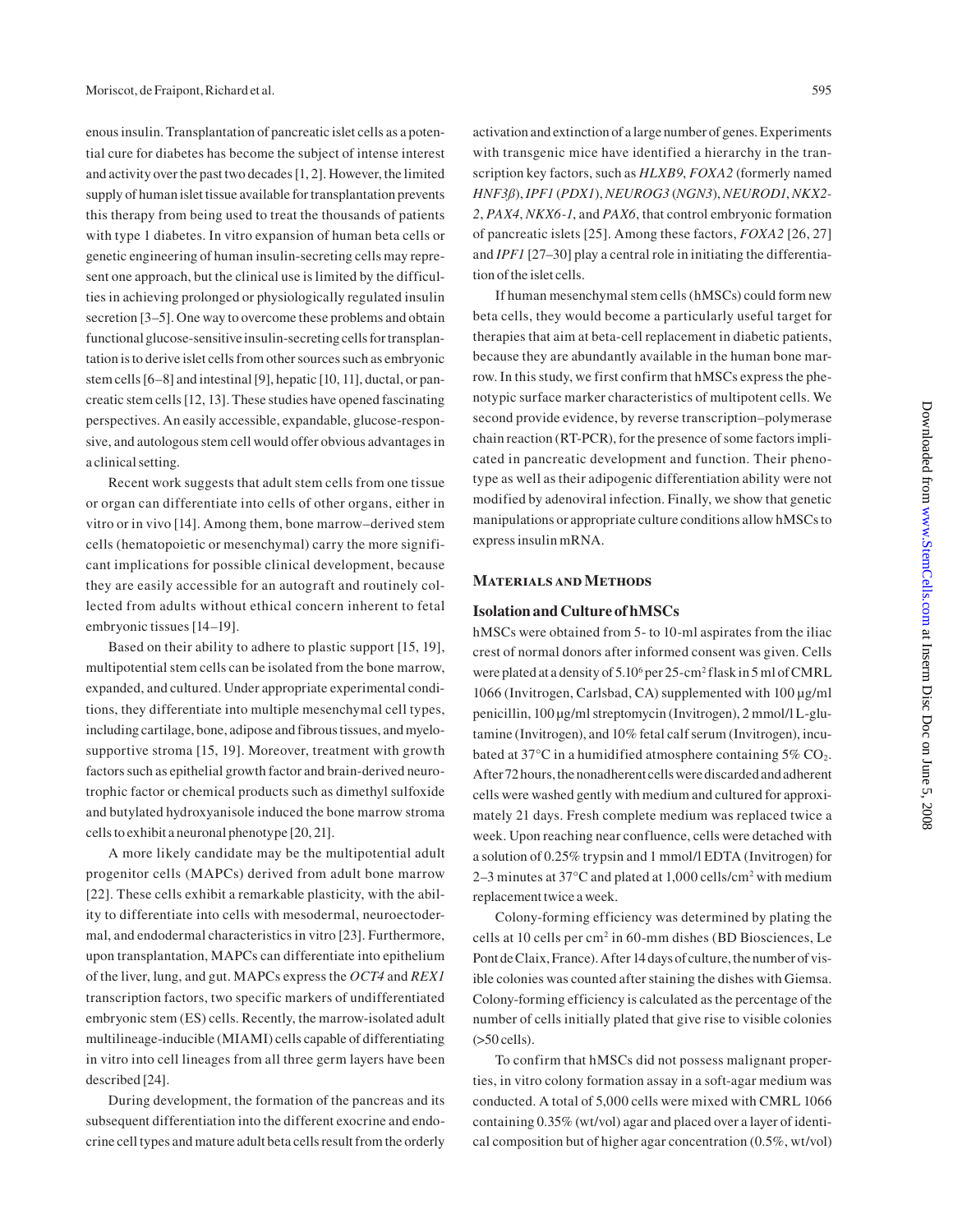enous insulin. Transplantation of pancreatic islet cells as a potential cure for diabetes has become the subject of intense interest and activity over the past two decades [1, 2]. However, the limited supply of human islet tissue available for transplantation prevents this therapy from being used to treat the thousands of patients with type 1 diabetes. In vitro expansion of human beta cells or genetic engineering of human insulin-secreting cells may represent one approach, but the clinical use is limited by the difficulties in achieving prolonged or physiologically regulated insulin secretion [3–5]. One way to overcome these problems and obtain functional glucose-sensitive insulin-secreting cells for transplantation is to derive islet cells from other sources such as embryonic stem cells [6–8] and intestinal [9], hepatic [10, 11], ductal, or pancreatic stem cells [12, 13]. These studies have opened fascinating perspectives. An easily accessible, expandable, glucose-responsive, and autologous stem cell would offer obvious advantages in a clinical setting.

Recent work suggests that adult stem cells from one tissue or organ can differentiate into cells of other organs, either in vitro or in vivo [14]. Among them, bone marrow–derived stem cells (hematopoietic or mesenchymal) carry the more significant implications for possible clinical development, because they are easily accessible for an autograft and routinely collected from adults without ethical concern inherent to fetal embryonic tissues [14–19].

Based on their ability to adhere to plastic support [15, 19], multipotential stem cells can be isolated from the bone marrow, expanded, and cultured. Under appropriate experimental conditions, they differentiate into multiple mesenchymal cell types, including cartilage, bone, adipose and fibrous tissues, and myelosupportive stroma [15, 19]. Moreover, treatment with growth factors such as epithelial growth factor and brain-derived neurotrophic factor or chemical products such as dimethyl sulfoxide and butylated hydroxyanisole induced the bone marrow stroma cells to exhibit a neuronal phenotype [20, 21].

A more likely candidate may be the multipotential adult progenitor cells (MAPCs) derived from adult bone marrow [22]. These cells exhibit a remarkable plasticity, with the ability to differentiate into cells with mesodermal, neuroectodermal, and endodermal characteristics in vitro [23]. Furthermore, upon transplantation, MAPCs can differentiate into epithelium of the liver, lung, and gut. MAPCs express the *OCT4* and *REX1* transcription factors, two specific markers of undifferentiated embryonic stem (ES) cells. Recently, the marrow-isolated adult multilineage-inducible (MIAMI) cells capable of differentiating in vitro into cell lineages from all three germ layers have been described [24].

During development, the formation of the pancreas and its subsequent differentiation into the different exocrine and endocrine cell types and mature adult beta cells result from the orderly activation and extinction of a large number of genes. Experiments with transgenic mice have identified a hierarchy in the transcription key factors, such as *HLXB9*, *FOXA2* (formerly named *HNF3β*), *IPF1* (*PDX1*), *NEUROG3* (*NGN3*), *NEUROD1*, *NKX2-2*, *PAX4*, *NKX6-1*, and *PAX6*, that control embryonic formation of pancreatic islets [25]. Among these factors, *FOXA2* [26, 27] and *IPF1* [27–30] play a central role in initiating the differentiation of the islet cells.

If human mesenchymal stem cells (hMSCs) could form new beta cells, they would become a particularly useful target for therapies that aim at beta-cell replacement in diabetic patients, because they are abundantly available in the human bone marrow. In this study, we first confirm that hMSCs express the phenotypic surface marker characteristics of multipotent cells. We second provide evidence, by reverse transcription–polymerase chain reaction (RT-PCR), for the presence of some factors implicated in pancreatic development and function. Their phenotype as well as their adipogenic differentiation ability were not modified by adenoviral infection. Finally, we show that genetic manipulations or appropriate culture conditions allow hMSCs to express insulin mRNA.

## Materials and Methods

### Isolation and Culture of hMSCs

hMSCs were obtained from 5- to 10-ml aspirates from the iliac crest of normal donors after informed consent was given. Cells were plated at a density of $5.10^6$ per 25-$cm^2$ flask in 5 ml of CMRL 1066 (Invitrogen, Carlsbad, CA) supplemented with 100 µg/ml penicillin, 100 µg/ml streptomycin (Invitrogen), 2 mmol/l L-glutamine (Invitrogen), and 10% fetal calf serum (Invitrogen), incubated at 37°C in a humidified atmosphere containing 5% $CO_2$. After 72 hours, the nonadherent cells were discarded and adherent cells were washed gently with medium and cultured for approximately 21 days. Fresh complete medium was replaced twice a week. Upon reaching near confluence, cells were detached with a solution of 0.25% trypsin and 1 mmol/l EDTA (Invitrogen) for 2–3 minutes at 37°C and plated at 1,000 cells/$cm^2$ with medium replacement twice a week.

Colony-forming efficiency was determined by plating the cells at 10 cells per $cm^2$ in 60-mm dishes (BD Biosciences, Le Pont de Claix, France). After 14 days of culture, the number of visible colonies was counted after staining the dishes with Giemsa. Colony-forming efficiency is calculated as the percentage of the number of cells initially plated that give rise to visible colonies (>50 cells).

To confirm that hMSCs did not possess malignant properties, in vitro colony formation assay in a soft-agar medium was conducted. A total of 5,000 cells were mixed with CMRL 1066 containing 0.35% (wt/vol) agar and placed over a layer of identical composition but of higher agar concentration (0.5%, wt/vol)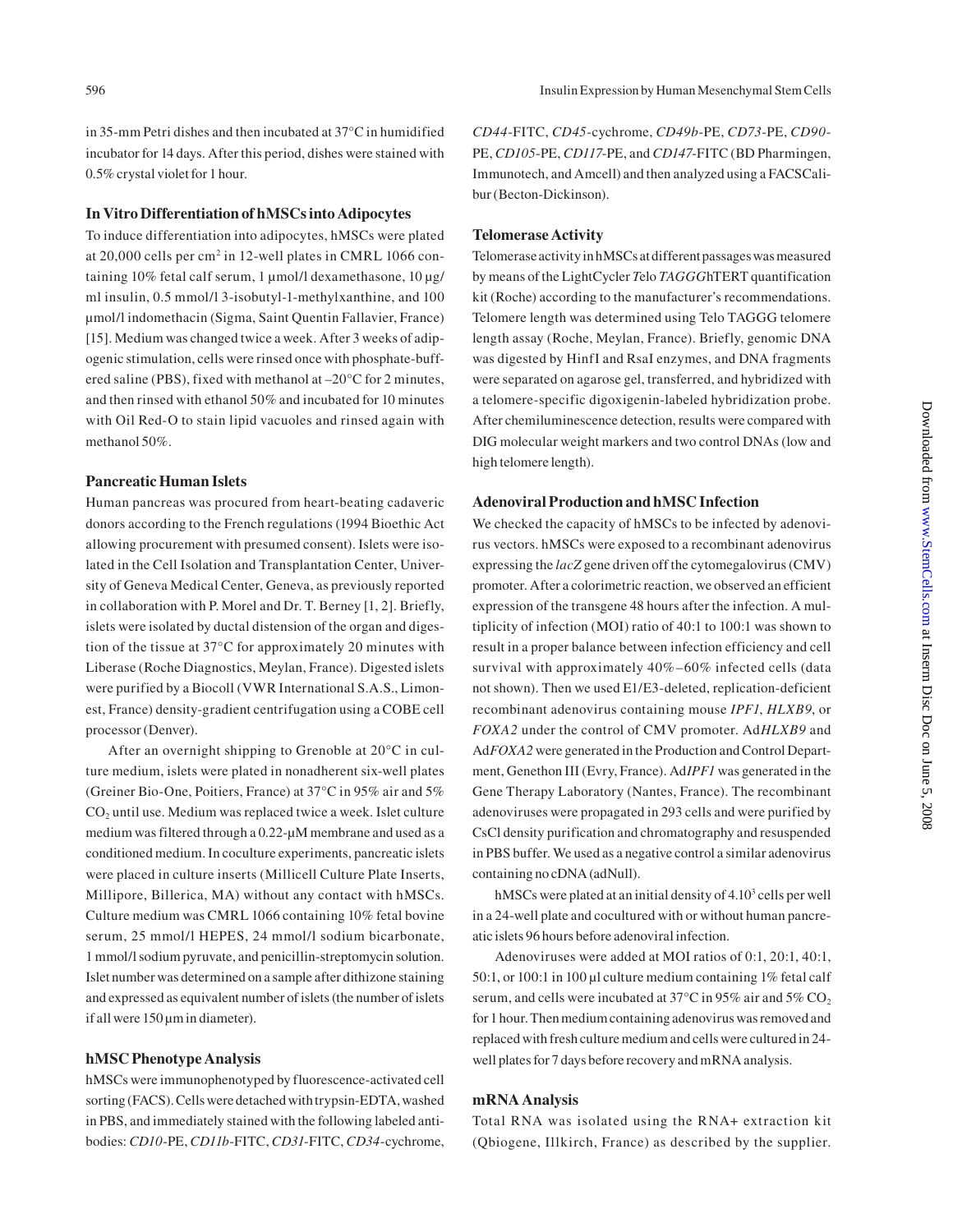in 35-mm Petri dishes and then incubated at 37°C in humidified incubator for 14 days. After this period, dishes were stained with 0.5% crystal violet for 1 hour.

### In Vitro Differentiation of hMSCs into Adipocytes

To induce differentiation into adipocytes, hMSCs were plated at 20,000 cells per $cm^2$ in 12-well plates in CMRL 1066 containing 10% fetal calf serum, 1 µmol/l dexamethasone, 10 µg/ml insulin, 0.5 mmol/l 3-isobutyl-1-methylxanthine, and 100 µmol/l indomethacin (Sigma, Saint Quentin Fallavier, France) [15]. Medium was changed twice a week. After 3 weeks of adipogenic stimulation, cells were rinsed once with phosphate-buffered saline (PBS), fixed with methanol at –20°C for 2 minutes, and then rinsed with ethanol 50% and incubated for 10 minutes with Oil Red-O to stain lipid vacuoles and rinsed again with methanol 50%.

### Pancreatic Human Islets

Human pancreas was procured from heart-beating cadaveric donors according to the French regulations (1994 Bioethic Act allowing procurement with presumed consent). Islets were isolated in the Cell Isolation and Transplantation Center, University of Geneva Medical Center, Geneva, as previously reported in collaboration with P. Morel and Dr. T. Berney [1, 2]. Briefly, islets were isolated by ductal distension of the organ and digestion of the tissue at 37°C for approximately 20 minutes with Liberase (Roche Diagnostics, Meylan, France). Digested islets were purified by a Biocoll (VWR International S.A.S., Limonest, France) density-gradient centrifugation using a COBE cell processor (Denver).

After an overnight shipping to Grenoble at 20°C in culture medium, islets were plated in nonadherent six-well plates (Greiner Bio-One, Poitiers, France) at 37°C in 95% air and 5% $CO_2$ until use. Medium was replaced twice a week. Islet culture medium was filtered through a 0.22-µM membrane and used as a conditioned medium. In coculture experiments, pancreatic islets were placed in culture inserts (Millicell Culture Plate Inserts, Millipore, Billerica, MA) without any contact with hMSCs. Culture medium was CMRL 1066 containing 10% fetal bovine serum, 25 mmol/l HEPES, 24 mmol/l sodium bicarbonate, 1 mmol/l sodium pyruvate, and penicillin-streptomycin solution. Islet number was determined on a sample after dithizone staining and expressed as equivalent number of islets (the number of islets if all were 150 µm in diameter).

### hMSC Phenotype Analysis

hMSCs were immunophenotyped by fluorescence-activated cell sorting (FACS). Cells were detached with trypsin-EDTA, washed in PBS, and immediately stained with the following labeled antibodies: *CD10*-PE, *CD11b*-FITC, *CD31*-FITC, *CD34*-cychrome, *CD44*-FITC, *CD45*-cychrome, *CD49b*-PE, *CD73*-PE, *CD90*-PE, *CD105*-PE, *CD117*-PE, and *CD147*-FITC (BD Pharmingen, Immunotech, and Amcell) and then analyzed using a FACSCalibur (Becton-Dickinson).

### Telomerase Activity

Telomerase activity in hMSCs at different passages was measured by means of the LightCycler *T*elo *TAGGG*hTERT quantification kit (Roche) according to the manufacturer's recommendations. Telomere length was determined using Telo TAGGG telomere length assay (Roche, Meylan, France). Briefly, genomic DNA was digested by HinfI and RsaI enzymes, and DNA fragments were separated on agarose gel, transferred, and hybridized with a telomere-specific digoxigenin-labeled hybridization probe. After chemiluminescence detection, results were compared with DIG molecular weight markers and two control DNAs (low and high telomere length).

### Adenoviral Production and hMSC Infection

We checked the capacity of hMSCs to be infected by adenovirus vectors. hMSCs were exposed to a recombinant adenovirus expressing the *lacZ* gene driven off the cytomegalovirus (CMV) promoter. After a colorimetric reaction, we observed an efficient expression of the transgene 48 hours after the infection. A multiplicity of infection (MOI) ratio of 40:1 to 100:1 was shown to result in a proper balance between infection efficiency and cell survival with approximately 40%–60% infected cells (data not shown). Then we used E1/E3-deleted, replication-deficient recombinant adenovirus containing mouse *IPF1*, *HLXB9*, or *FOXA2* under the control of CMV promoter. Ad*HLXB9* and Ad*FOXA2* were generated in the Production and Control Department, Genethon III (Evry, France). Ad*IPF1* was generated in the Gene Therapy Laboratory (Nantes, France). The recombinant adenoviruses were propagated in 293 cells and were purified by CsCl density purification and chromatography and resuspended in PBS buffer. We used as a negative control a similar adenovirus containing no cDNA (adNull).

hMSCs were plated at an initial density of $4.10^3$ cells per well in a 24-well plate and cocultured with or without human pancreatic islets 96 hours before adenoviral infection.

Adenoviruses were added at MOI ratios of 0:1, 20:1, 40:1, 50:1, or 100:1 in 100 µl culture medium containing 1% fetal calf serum, and cells were incubated at 37°C in 95% air and 5% $CO_2$ for 1 hour. Then medium containing adenovirus was removed and replaced with fresh culture medium and cells were cultured in 24-well plates for 7 days before recovery and mRNA analysis.

### mRNA Analysis

Total RNA was isolated using the RNA+ extraction kit (Qbiogene, Illkirch, France) as described by the supplier.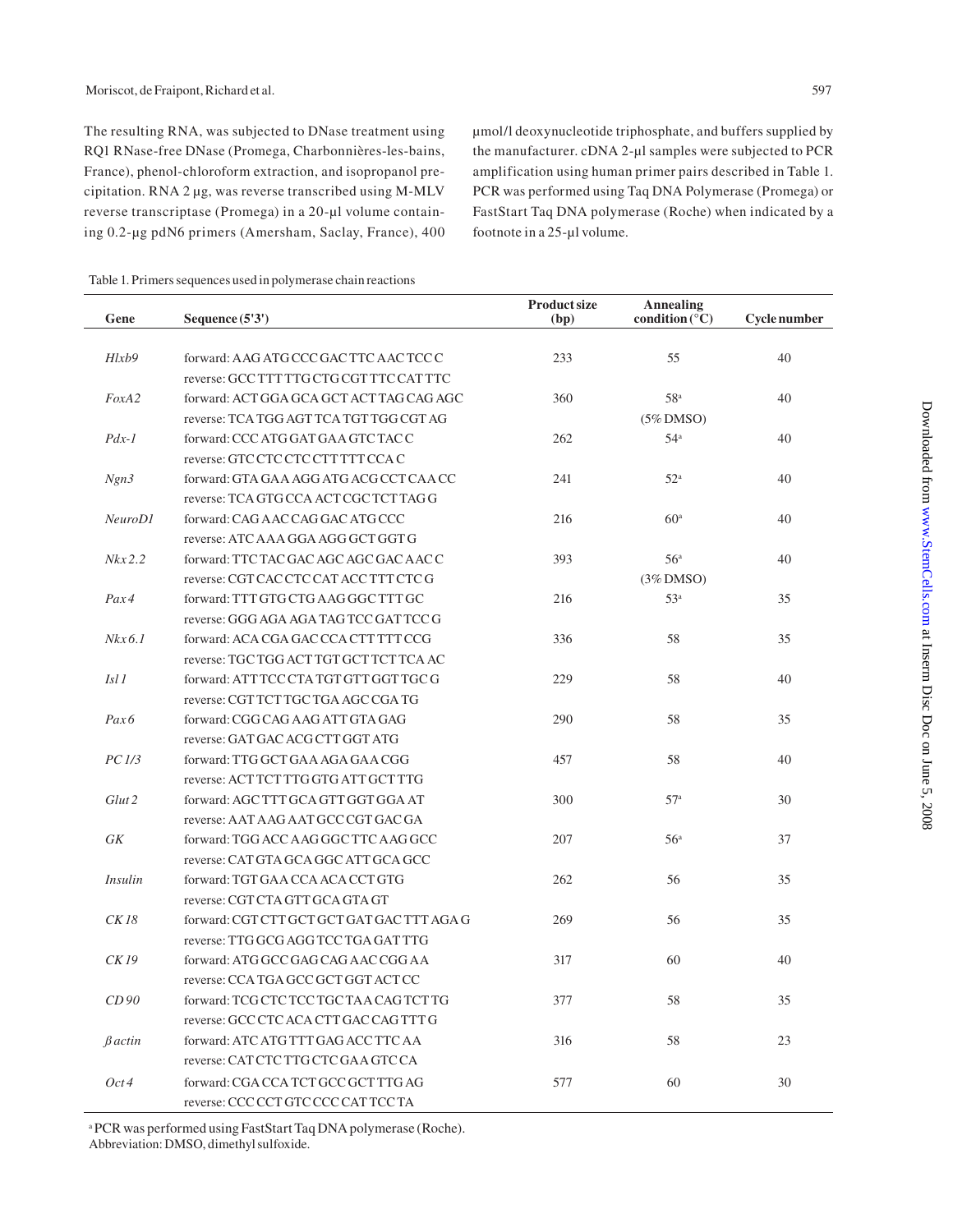The resulting RNA, was subjected to DNase treatment using RQ1 RNase-free DNase (Promega, Charbonnières-les-bains, France), phenol-chloroform extraction, and isopropanol precipitation. RNA 2 µg, was reverse transcribed using M-MLV reverse transcriptase (Promega) in a 20-µl volume containing 0.2-µg pdN6 primers (Amersham, Saclay, France), 400 µmol/l deoxynucleotide triphosphate, and buffers supplied by the manufacturer. cDNA 2-µl samples were subjected to PCR amplification using human primer pairs described in Table 1. PCR was performed using Taq DNA Polymerase (Promega) or FastStart Taq DNA polymerase (Roche) when indicated by a footnote in a 25-µl volume.

Table 1. Primers sequences used in polymerase chain reactions

| Gene | Sequence (5'3') | Product size (bp) | Annealing condition (°C) | Cycle number |
|---|---|---|---|---|
| *Hlxb9* | forward: AAG ATG CCC GAC TTC AAC TCC C<br>reverse: GCC TTT TTG CTG CGT TTC CAT TTC | 233 | 55 | 40 |
| *FoxA2* | forward: ACT GGA GCA GCT ACT TAG CAG AGC<br>reverse: TCA TGG AGT TCA TGT TGG CGT AG | 360 | 58[a] (5% DMSO) | 40 |
| *Pdx-1* | forward: CCC ATG GAT GAA GTC TAC C<br>reverse: GTC CTC CTC CTT TTT CCA C | 262 | 54[a] | 40 |
| *Ngn3* | forward: GTA GAA AGG ATG ACG CCT CAA CC<br>reverse: TCA GTG CCA ACT CGC TCT TAG G | 241 | 52[a] | 40 |
| *NeuroD1* | forward: CAG AAC CAG GAC ATG CCC<br>reverse: ATC AAA GGA AGG GCT GGT G | 216 | 60[a] | 40 |
| *Nkx2.2* | forward: TTC TAC GAC AGC AGC GAC AAC C<br>reverse: CGT CAC CTC CAT ACC TTT CTC G | 393 | 56[a] (3% DMSO) | 40 |
| *Pax4* | forward: TTT GTG CTG AAG GGC TTT GC<br>reverse: GGG AGA AGA TAG TCC GAT TCC G | 216 | 53[a] | 35 |
| *Nkx6.1* | forward: ACA CGA GAC CCA CTT TTT CCG<br>reverse: TGC TGG ACT TGT GCT TCT TCA AC | 336 | 58 | 35 |
| *Isl1* | forward: ATT TCC CTA TGT GTT GGT TGC G<br>reverse: CGT TCT TGC TGA AGC CGA TG | 229 | 58 | 40 |
| *Pax6* | forward: CGG CAG AAG ATT GTA GAG<br>reverse: GAT GAC ACG CTT GGT ATG | 290 | 58 | 35 |
| *PC1/3* | forward: TTG GCT GAA AGA GAA CGG<br>reverse: ACT TCT TTG GTG ATT GCT TTG | 457 | 58 | 40 |
| *Glut2* | forward: AGC TTT GCA GTT GGT GGA AT<br>reverse: AAT AAG AAT GCC CGT GAC GA | 300 | 57[a] | 30 |
| *GK* | forward: TGG ACC AAG GGC TTC AAG GCC<br>reverse: CAT GTA GCA GGC ATT GCA GCC | 207 | 56[a] | 37 |
| *Insulin* | forward: TGT GAA CCA ACA CCT GTG<br>reverse: CGT CTA GTT GCA GTA GT | 262 | 56 | 35 |
| *CK18* | forward: CGT CTT GCT GCT GAT GAC TTT AGA G<br>reverse: TTG GCG AGG TCC TGA GAT TTG | 269 | 56 | 35 |
| *CK19* | forward: ATG GCC GAG CAG AAC CGG AA<br>reverse: CCA TGA GCC GCT GGT ACT CC | 317 | 60 | 40 |
| *CD90* | forward: TCG CTC TCC TGC TAA CAG TCT TG<br>reverse: GCC CTC ACA CTT GAC CAG TTT G | 377 | 58 | 35 |
| *β actin* | forward: ATC ATG TTT GAG ACC TTC AA<br>reverse: CAT CTC TTG CTC GAA GTC CA | 316 | 58 | 23 |
| *Oct4* | forward: CGA CCA TCT GCC GCT TTG AG<br>reverse: CCC CCT GTC CCC CAT TCC TA | 577 | 60 | 30 |

[a] PCR was performed using FastStart Taq DNA polymerase (Roche).
Abbreviation: DMSO, dimethyl sulfoxide.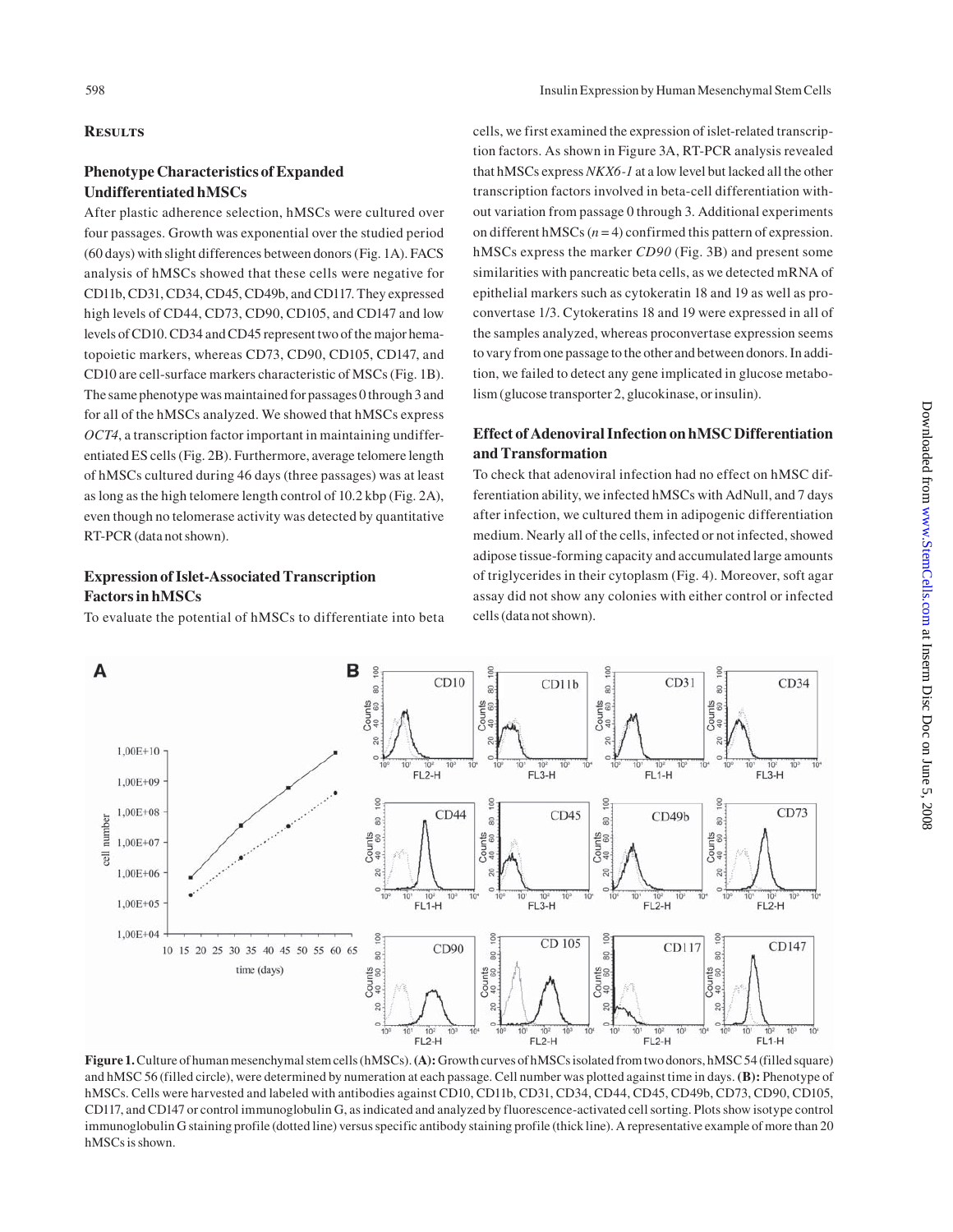## Results

### Phenotype Characteristics of Expanded Undifferentiated hMSCs

After plastic adherence selection, hMSCs were cultured over four passages. Growth was exponential over the studied period (60 days) with slight differences between donors (Fig. 1A). FACS analysis of hMSCs showed that these cells were negative for CD11b, CD31, CD34, CD45, CD49b, and CD117. They expressed high levels of CD44, CD73, CD90, CD105, and CD147 and low levels of CD10. CD34 and CD45 represent two of the major hematopoietic markers, whereas CD73, CD90, CD105, CD147, and CD10 are cell-surface markers characteristic of MSCs (Fig. 1B). The same phenotype was maintained for passages 0 through 3 and for all of the hMSCs analyzed. We showed that hMSCs express *OCT4*, a transcription factor important in maintaining undifferentiated ES cells (Fig. 2B). Furthermore, average telomere length of hMSCs cultured during 46 days (three passages) was at least as long as the high telomere length control of 10.2 kbp (Fig. 2A), even though no telomerase activity was detected by quantitative RT-PCR (data not shown).

### Expression of Islet-Associated Transcription Factors in hMSCs

To evaluate the potential of hMSCs to differentiate into beta cells, we first examined the expression of islet-related transcription factors. As shown in Figure 3A, RT-PCR analysis revealed that hMSCs express *NKX6-1* at a low level but lacked all the other transcription factors involved in beta-cell differentiation without variation from passage 0 through 3. Additional experiments on different hMSCs ($n = 4$) confirmed this pattern of expression. hMSCs express the marker *CD90* (Fig. 3B) and present some similarities with pancreatic beta cells, as we detected mRNA of epithelial markers such as cytokeratin 18 and 19 as well as proconvertase 1/3. Cytokeratins 18 and 19 were expressed in all of the samples analyzed, whereas proconvertase expression seems to vary from one passage to the other and between donors. In addition, we failed to detect any gene implicated in glucose metabolism (glucose transporter 2, glucokinase, or insulin).

### Effect of Adenoviral Infection on hMSC Differentiation and Transformation

To check that adenoviral infection had no effect on hMSC differentiation ability, we infected hMSCs with AdNull, and 7 days after infection, we cultured them in adipogenic differentiation medium. Nearly all of the cells, infected or not infected, showed adipose tissue-forming capacity and accumulated large amounts of triglycerides in their cytoplasm (Fig. 4). Moreover, soft agar assay did not show any colonies with either control or infected cells (data not shown).

**Figure 1.** Culture of human mesenchymal stem cells (hMSCs). **(A):** Growth curves of hMSCs isolated from two donors, hMSC 54 (filled square) and hMSC 56 (filled circle), were determined by numeration at each passage. Cell number was plotted against time in days. **(B):** Phenotype of hMSCs. Cells were harvested and labeled with antibodies against CD10, CD11b, CD31, CD34, CD44, CD45, CD49b, CD73, CD90, CD105, CD117, and CD147 or control immunoglobulin G, as indicated and analyzed by fluorescence-activated cell sorting. Plots show isotype control immunoglobulin G staining profile (dotted line) versus specific antibody staining profile (thick line). A representative example of more than 20 hMSCs is shown.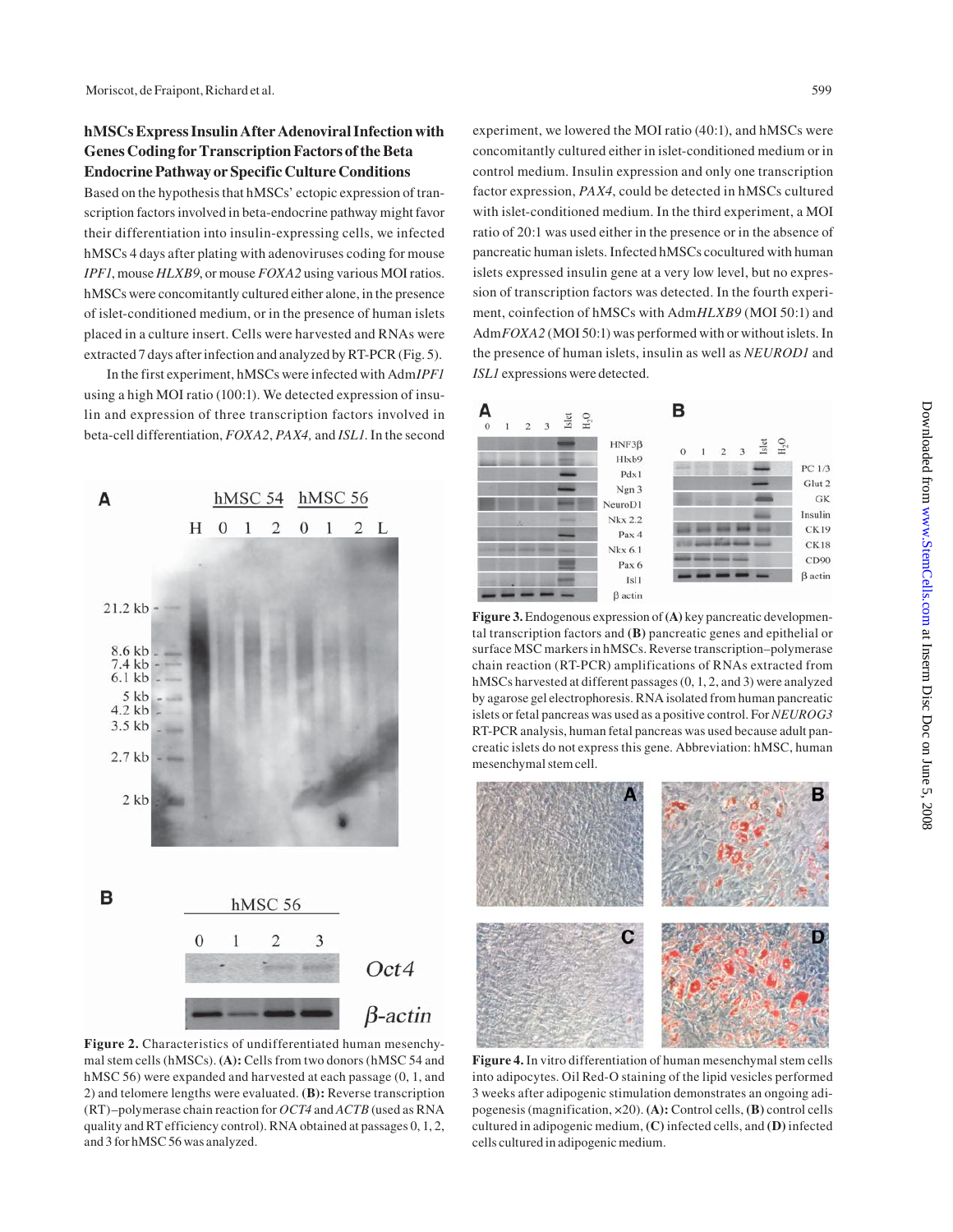### hMSCs Express Insulin After Adenoviral Infection with Genes Coding for Transcription Factors of the Beta Endocrine Pathway or Specific Culture Conditions

Based on the hypothesis that hMSCs' ectopic expression of transcription factors involved in beta-endocrine pathway might favor their differentiation into insulin-expressing cells, we infected hMSCs 4 days after plating with adenoviruses coding for mouse *IPF1*, mouse *HLXB9*, or mouse *FOXA2* using various MOI ratios. hMSCs were concomitantly cultured either alone, in the presence of islet-conditioned medium, or in the presence of human islets placed in a culture insert. Cells were harvested and RNAs were extracted 7 days after infection and analyzed by RT-PCR (Fig. 5).

In the first experiment, hMSCs were infected with Adm*IPF1* using a high MOI ratio (100:1). We detected expression of insulin and expression of three transcription factors involved in beta-cell differentiation, *FOXA2*, *PAX4*, and *ISL1*. In the second experiment, we lowered the MOI ratio (40:1), and hMSCs were concomitantly cultured either in islet-conditioned medium or in control medium. Insulin expression and only one transcription factor expression, *PAX4*, could be detected in hMSCs cultured with islet-conditioned medium. In the third experiment, a MOI ratio of 20:1 was used either in the presence or in the absence of pancreatic human islets. Infected hMSCs cocultured with human islets expressed insulin gene at a very low level, but no expression of transcription factors was detected. In the fourth experiment, coinfection of hMSCs with Adm*HLXB9* (MOI 50:1) and Adm*FOXA2* (MOI 50:1) was performed with or without islets. In the presence of human islets, insulin as well as *NEUROD1* and *ISL1* expressions were detected.

**Figure 2.** Characteristics of undifferentiated human mesenchymal stem cells (hMSCs). **(A):** Cells from two donors (hMSC 54 and hMSC 56) were expanded and harvested at each passage (0, 1, and 2) and telomere lengths were evaluated. **(B):** Reverse transcription (RT)–polymerase chain reaction for *OCT4* and *ACTB* (used as RNA quality and RT efficiency control). RNA obtained at passages 0, 1, 2, and 3 for hMSC 56 was analyzed.

**Figure 3.** Endogenous expression of **(A)** key pancreatic developmental transcription factors and **(B)** pancreatic genes and epithelial or surface MSC markers in hMSCs. Reverse transcription–polymerase chain reaction (RT-PCR) amplifications of RNAs extracted from hMSCs harvested at different passages (0, 1, 2, and 3) were analyzed by agarose gel electrophoresis. RNA isolated from human pancreatic islets or fetal pancreas was used as a positive control. For *NEUROG3* RT-PCR analysis, human fetal pancreas was used because adult pancreatic islets do not express this gene. Abbreviation: hMSC, human mesenchymal stem cell.

**Figure 4.** In vitro differentiation of human mesenchymal stem cells into adipocytes. Oil Red-O staining of the lipid vesicles performed 3 weeks after adipogenic stimulation demonstrates an ongoing adipogenesis (magnification, ×20). **(A):** Control cells, **(B)** control cells cultured in adipogenic medium, **(C)** infected cells, and **(D)** infected cells cultured in adipogenic medium.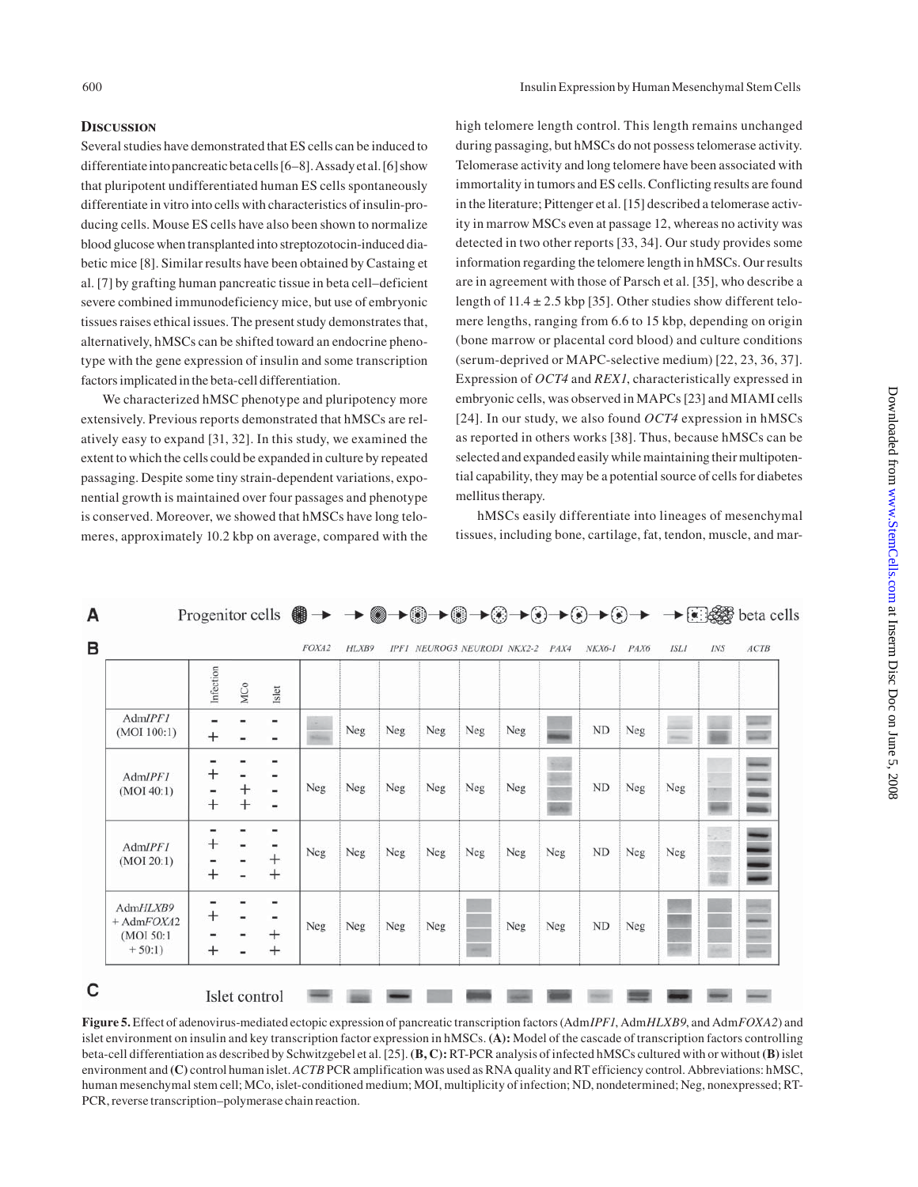## Discussion

Several studies have demonstrated that ES cells can be induced to differentiate into pancreatic beta cells [6–8]. Assady et al. [6] show that pluripotent undifferentiated human ES cells spontaneously differentiate in vitro into cells with characteristics of insulin-producing cells. Mouse ES cells have also been shown to normalize blood glucose when transplanted into streptozotocin-induced diabetic mice [8]. Similar results have been obtained by Castaing et al. [7] by grafting human pancreatic tissue in beta cell–deficient severe combined immunodeficiency mice, but use of embryonic tissues raises ethical issues. The present study demonstrates that, alternatively, hMSCs can be shifted toward an endocrine phenotype with the gene expression of insulin and some transcription factors implicated in the beta-cell differentiation.

We characterized hMSC phenotype and pluripotency more extensively. Previous reports demonstrated that hMSCs are relatively easy to expand [31, 32]. In this study, we examined the extent to which the cells could be expanded in culture by repeated passaging. Despite some tiny strain-dependent variations, exponential growth is maintained over four passages and phenotype is conserved. Moreover, we showed that hMSCs have long telomeres, approximately 10.2 kbp on average, compared with the high telomere length control. This length remains unchanged during passaging, but hMSCs do not possess telomerase activity. Telomerase activity and long telomere have been associated with immortality in tumors and ES cells. Conflicting results are found in the literature; Pittenger et al. [15] described a telomerase activity in marrow MSCs even at passage 12, whereas no activity was detected in two other reports [33, 34]. Our study provides some information regarding the telomere length in hMSCs. Our results are in agreement with those of Parsch et al. [35], who describe a length of 11.4 ± 2.5 kbp [35]. Other studies show different telomere lengths, ranging from 6.6 to 15 kbp, depending on origin (bone marrow or placental cord blood) and culture conditions (serum-deprived or MAPC-selective medium) [22, 23, 36, 37]. Expression of *OCT4* and *REX1*, characteristically expressed in embryonic cells, was observed in MAPCs [23] and MIAMI cells [24]. In our study, we also found *OCT4* expression in hMSCs as reported in others works [38]. Thus, because hMSCs can be selected and expanded easily while maintaining their multipotential capability, they may be a potential source of cells for diabetes mellitus therapy.

hMSCs easily differentiate into lineages of mesenchymal tissues, including bone, cartilage, fat, tendon, muscle, and mar-

**Figure 5.** Effect of adenovirus-mediated ectopic expression of pancreatic transcription factors (Adm*IPF1*, Adm*HLXB9*, and Adm*FOXA2*) and islet environment on insulin and key transcription factor expression in hMSCs. **(A):** Model of the cascade of transcription factors controlling beta-cell differentiation as described by Schwitzgebel et al. [25]. **(B, C):** RT-PCR analysis of infected hMSCs cultured with or without **(B)** islet environment and **(C)** control human islet. *ACTB* PCR amplification was used as RNA quality and RT efficiency control. Abbreviations: hMSC, human mesenchymal stem cell; MCo, islet-conditioned medium; MOI, multiplicity of infection; ND, nondetermined; Neg, nonexpressed; RT-PCR, reverse transcription–polymerase chain reaction.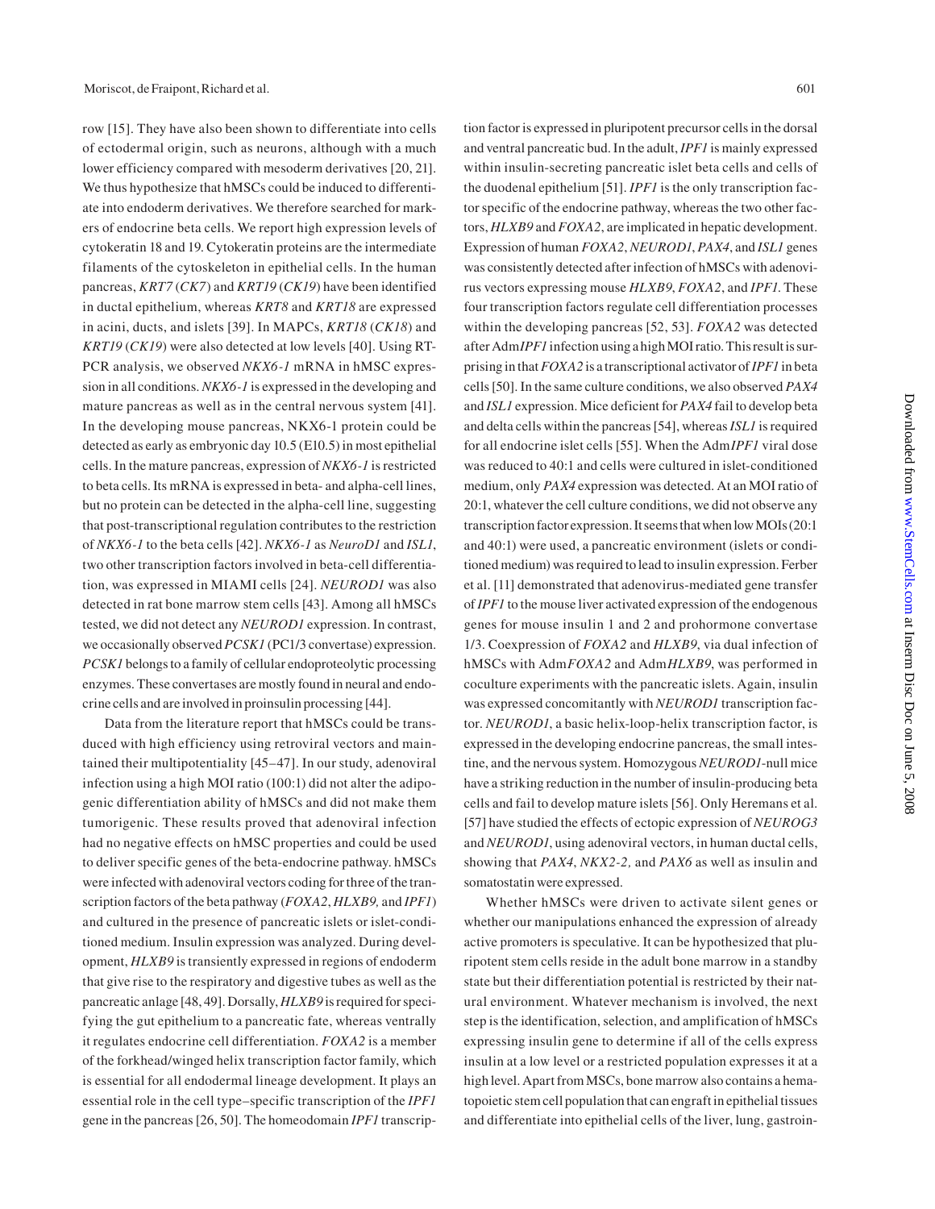row [15]. They have also been shown to differentiate into cells of ectodermal origin, such as neurons, although with a much lower efficiency compared with mesoderm derivatives [20, 21]. We thus hypothesize that hMSCs could be induced to differentiate into endoderm derivatives. We therefore searched for markers of endocrine beta cells. We report high expression levels of cytokeratin 18 and 19. Cytokeratin proteins are the intermediate filaments of the cytoskeleton in epithelial cells. In the human pancreas, *KRT7* (*CK7*) and *KRT19* (*CK19*) have been identified in ductal epithelium, whereas *KRT8* and *KRT18* are expressed in acini, ducts, and islets [39]. In MAPCs, *KRT18* (*CK18*) and *KRT19* (*CK19*) were also detected at low levels [40]. Using RT-PCR analysis, we observed *NKX6-1* mRNA in hMSC expression in all conditions. *NKX6-1* is expressed in the developing and mature pancreas as well as in the central nervous system [41]. In the developing mouse pancreas, NKX6-1 protein could be detected as early as embryonic day 10.5 (E10.5) in most epithelial cells. In the mature pancreas, expression of *NKX6-1* is restricted to beta cells. Its mRNA is expressed in beta- and alpha-cell lines, but no protein can be detected in the alpha-cell line, suggesting that post-transcriptional regulation contributes to the restriction of *NKX6-1* to the beta cells [42]. *NKX6-1* as *NeuroD1* and *ISL1*, two other transcription factors involved in beta-cell differentiation, was expressed in MIAMI cells [24]. *NEUROD1* was also detected in rat bone marrow stem cells [43]. Among all hMSCs tested, we did not detect any *NEUROD1* expression. In contrast, we occasionally observed *PCSK1* (PC1/3 convertase) expression. *PCSK1* belongs to a family of cellular endoproteolytic processing enzymes. These convertases are mostly found in neural and endocrine cells and are involved in proinsulin processing [44].

Data from the literature report that hMSCs could be transduced with high efficiency using retroviral vectors and maintained their multipotentiality [45–47]. In our study, adenoviral infection using a high MOI ratio (100:1) did not alter the adipogenic differentiation ability of hMSCs and did not make them tumorigenic. These results proved that adenoviral infection had no negative effects on hMSC properties and could be used to deliver specific genes of the beta-endocrine pathway. hMSCs were infected with adenoviral vectors coding for three of the transcription factors of the beta pathway (*FOXA2*, *HLXB9,* and *IPF1*) and cultured in the presence of pancreatic islets or islet-conditioned medium. Insulin expression was analyzed. During development, *HLXB9* is transiently expressed in regions of endoderm that give rise to the respiratory and digestive tubes as well as the pancreatic anlage [48, 49]. Dorsally, *HLXB9* is required for specifying the gut epithelium to a pancreatic fate, whereas ventrally it regulates endocrine cell differentiation. *FOXA2* is a member of the forkhead/winged helix transcription factor family, which is essential for all endodermal lineage development. It plays an essential role in the cell type–specific transcription of the *IPF1* gene in the pancreas [26, 50]. The homeodomain *IPF1* transcription factor is expressed in pluripotent precursor cells in the dorsal and ventral pancreatic bud. In the adult, *IPF1* is mainly expressed within insulin-secreting pancreatic islet beta cells and cells of the duodenal epithelium [51]. *IPF1* is the only transcription factor specific of the endocrine pathway, whereas the two other factors, *HLXB9* and *FOXA2*, are implicated in hepatic development. Expression of human *FOXA2*, *NEUROD1*, *PAX4*, and *ISL1* genes was consistently detected after infection of hMSCs with adenovirus vectors expressing mouse *HLXB9*, *FOXA2*, and *IPF1*. These four transcription factors regulate cell differentiation processes within the developing pancreas [52, 53]. *FOXA2* was detected after Adm*IPF1* infection using a high MOI ratio. This result is surprising in that *FOXA2* is a transcriptional activator of *IPF1* in beta cells [50]. In the same culture conditions, we also observed *PAX4* and *ISL1* expression. Mice deficient for *PAX4* fail to develop beta and delta cells within the pancreas [54], whereas *ISL1* is required for all endocrine islet cells [55]. When the Adm*IPF1* viral dose was reduced to 40:1 and cells were cultured in islet-conditioned medium, only *PAX4* expression was detected. At an MOI ratio of 20:1, whatever the cell culture conditions, we did not observe any transcription factor expression. It seems that when low MOIs (20:1 and 40:1) were used, a pancreatic environment (islets or conditioned medium) was required to lead to insulin expression. Ferber et al. [11] demonstrated that adenovirus-mediated gene transfer of *IPF1* to the mouse liver activated expression of the endogenous genes for mouse insulin 1 and 2 and prohormone convertase 1/3. Coexpression of *FOXA2* and *HLXB9*, via dual infection of hMSCs with Adm*FOXA2* and Adm*HLXB9*, was performed in coculture experiments with the pancreatic islets. Again, insulin was expressed concomitantly with *NEUROD1* transcription factor. *NEUROD1*, a basic helix-loop-helix transcription factor, is expressed in the developing endocrine pancreas, the small intestine, and the nervous system. Homozygous *NEUROD1*-null mice have a striking reduction in the number of insulin-producing beta cells and fail to develop mature islets [56]. Only Heremans et al. [57] have studied the effects of ectopic expression of *NEUROG3* and *NEUROD1*, using adenoviral vectors, in human ductal cells, showing that *PAX4*, *NKX2-2,* and *PAX6* as well as insulin and somatostatin were expressed.

Whether hMSCs were driven to activate silent genes or whether our manipulations enhanced the expression of already active promoters is speculative. It can be hypothesized that pluripotent stem cells reside in the adult bone marrow in a standby state but their differentiation potential is restricted by their natural environment. Whatever mechanism is involved, the next step is the identification, selection, and amplification of hMSCs expressing insulin gene to determine if all of the cells express insulin at a low level or a restricted population expresses it at a high level. Apart from MSCs, bone marrow also contains a hematopoietic stem cell population that can engraft in epithelial tissues and differentiate into epithelial cells of the liver, lung, gastroin-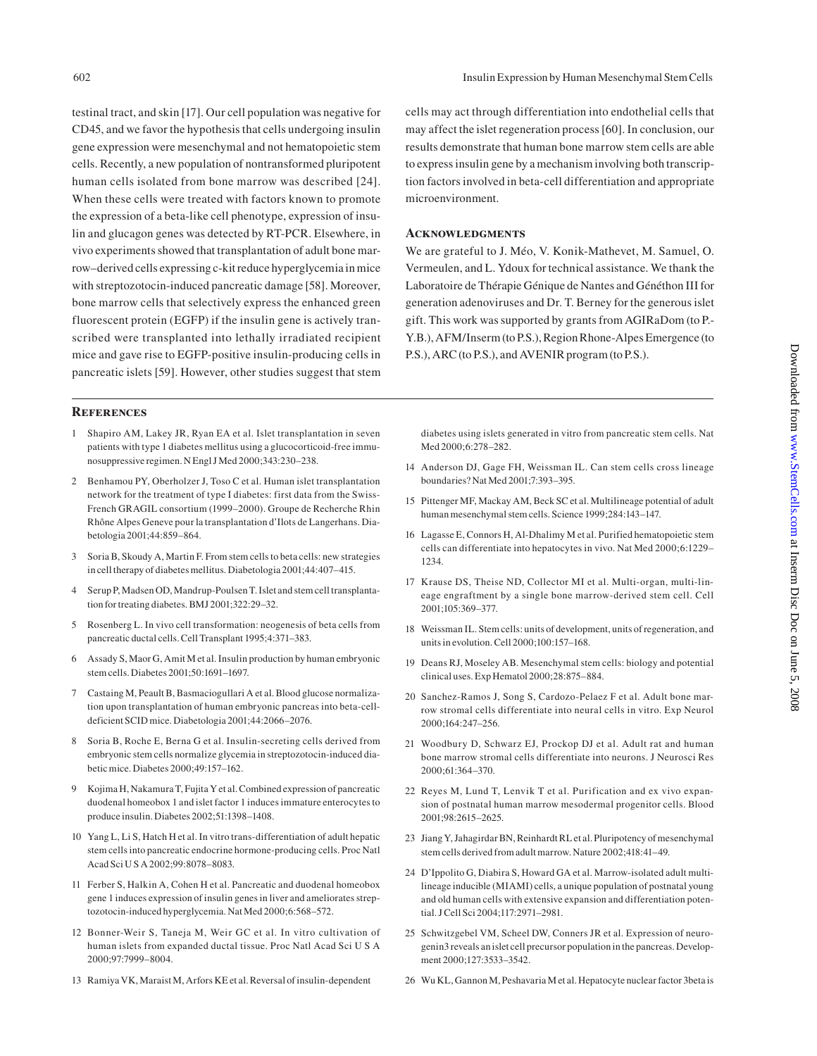testinal tract, and skin [17]. Our cell population was negative for CD45, and we favor the hypothesis that cells undergoing insulin gene expression were mesenchymal and not hematopoietic stem cells. Recently, a new population of nontransformed pluripotent human cells isolated from bone marrow was described [24]. When these cells were treated with factors known to promote the expression of a beta-like cell phenotype, expression of insulin and glucagon genes was detected by RT-PCR. Elsewhere, in vivo experiments showed that transplantation of adult bone marrow–derived cells expressing c-kit reduce hyperglycemia in mice with streptozotocin-induced pancreatic damage [58]. Moreover, bone marrow cells that selectively express the enhanced green fluorescent protein (EGFP) if the insulin gene is actively transcribed were transplanted into lethally irradiated recipient mice and gave rise to EGFP-positive insulin-producing cells in pancreatic islets [59]. However, other studies suggest that stem cells may act through differentiation into endothelial cells that may affect the islet regeneration process [60]. In conclusion, our results demonstrate that human bone marrow stem cells are able to express insulin gene by a mechanism involving both transcription factors involved in beta-cell differentiation and appropriate microenvironment.

## Acknowledgments

We are grateful to J. Méo, V. Konik-Mathevet, M. Samuel, O. Vermeulen, and L. Ydoux for technical assistance. We thank the Laboratoire de Thérapie Génique de Nantes and Généthon III for generation adenoviruses and Dr. T. Berney for the generous islet gift. This work was supported by grants from AGIRaDom (to P.-Y.B.), AFM/Inserm (to P.S.), Region Rhone-Alpes Emergence (to P.S.), ARC (to P.S.), and AVENIR program (to P.S.).

## References

1 Shapiro AM, Lakey JR, Ryan EA et al. Islet transplantation in seven patients with type 1 diabetes mellitus using a glucocorticoid-free immunosuppressive regimen. N Engl J Med 2000;343:230–238.

2 Benhamou PY, Oberholzer J, Toso C et al. Human islet transplantation network for the treatment of type I diabetes: first data from the Swiss-French GRAGIL consortium (1999–2000). Groupe de Recherche Rhin Rhône Alpes Geneve pour la transplantation d'Ilots de Langerhans. Diabetologia 2001;44:859–864.

3 Soria B, Skoudy A, Martin F. From stem cells to beta cells: new strategies in cell therapy of diabetes mellitus. Diabetologia 2001;44:407–415.

4 Serup P, Madsen OD, Mandrup-Poulsen T. Islet and stem cell transplantation for treating diabetes. BMJ 2001;322:29–32.

5 Rosenberg L. In vivo cell transformation: neogenesis of beta cells from pancreatic ductal cells. Cell Transplant 1995;4:371–383.

6 Assady S, Maor G, Amit M et al. Insulin production by human embryonic stem cells. Diabetes 2001;50:1691–1697.

7 Castaing M, Peault B, Basmaciogullari A et al. Blood glucose normalization upon transplantation of human embryonic pancreas into beta-cell-deficient SCID mice. Diabetologia 2001;44:2066–2076.

8 Soria B, Roche E, Berna G et al. Insulin-secreting cells derived from embryonic stem cells normalize glycemia in streptozotocin-induced diabetic mice. Diabetes 2000;49:157–162.

9 Kojima H, Nakamura T, Fujita Y et al. Combined expression of pancreatic duodenal homeobox 1 and islet factor 1 induces immature enterocytes to produce insulin. Diabetes 2002;51:1398–1408.

10 Yang L, Li S, Hatch H et al. In vitro trans-differentiation of adult hepatic stem cells into pancreatic endocrine hormone-producing cells. Proc Natl Acad Sci U S A 2002;99:8078–8083.

11 Ferber S, Halkin A, Cohen H et al. Pancreatic and duodenal homeobox gene 1 induces expression of insulin genes in liver and ameliorates streptozotocin-induced hyperglycemia. Nat Med 2000;6:568–572.

12 Bonner-Weir S, Taneja M, Weir GC et al. In vitro cultivation of human islets from expanded ductal tissue. Proc Natl Acad Sci U S A 2000;97:7999–8004.

13 Ramiya VK, Maraist M, Arfors KE et al. Reversal of insulin-dependent diabetes using islets generated in vitro from pancreatic stem cells. Nat Med 2000;6:278–282.

14 Anderson DJ, Gage FH, Weissman IL. Can stem cells cross lineage boundaries? Nat Med 2001;7:393–395.

15 Pittenger MF, Mackay AM, Beck SC et al. Multilineage potential of adult human mesenchymal stem cells. Science 1999;284:143–147.

16 Lagasse E, Connors H, Al-Dhalimy M et al. Purified hematopoietic stem cells can differentiate into hepatocytes in vivo. Nat Med 2000;6:1229–1234.

17 Krause DS, Theise ND, Collector MI et al. Multi-organ, multi-lineage engraftment by a single bone marrow-derived stem cell. Cell 2001;105:369–377.

18 Weissman IL. Stem cells: units of development, units of regeneration, and units in evolution. Cell 2000;100:157–168.

19 Deans RJ, Moseley AB. Mesenchymal stem cells: biology and potential clinical uses. Exp Hematol 2000;28:875–884.

20 Sanchez-Ramos J, Song S, Cardozo-Pelaez F et al. Adult bone marrow stromal cells differentiate into neural cells in vitro. Exp Neurol 2000;164:247–256.

21 Woodbury D, Schwarz EJ, Prockop DJ et al. Adult rat and human bone marrow stromal cells differentiate into neurons. J Neurosci Res 2000;61:364–370.

22 Reyes M, Lund T, Lenvik T et al. Purification and ex vivo expansion of postnatal human marrow mesodermal progenitor cells. Blood 2001;98:2615–2625.

23 Jiang Y, Jahagirdar BN, Reinhardt RL et al. Pluripotency of mesenchymal stem cells derived from adult marrow. Nature 2002;418:41–49.

24 D'Ippolito G, Diabira S, Howard GA et al. Marrow-isolated adult multilineage inducible (MIAMI) cells, a unique population of postnatal young and old human cells with extensive expansion and differentiation potential. J Cell Sci 2004;117:2971–2981.

25 Schwitzgebel VM, Scheel DW, Conners JR et al. Expression of neurogenin3 reveals an islet cell precursor population in the pancreas. Development 2000;127:3533–3542.

26 Wu KL, Gannon M, Peshavaria M et al. Hepatocyte nuclear factor 3beta is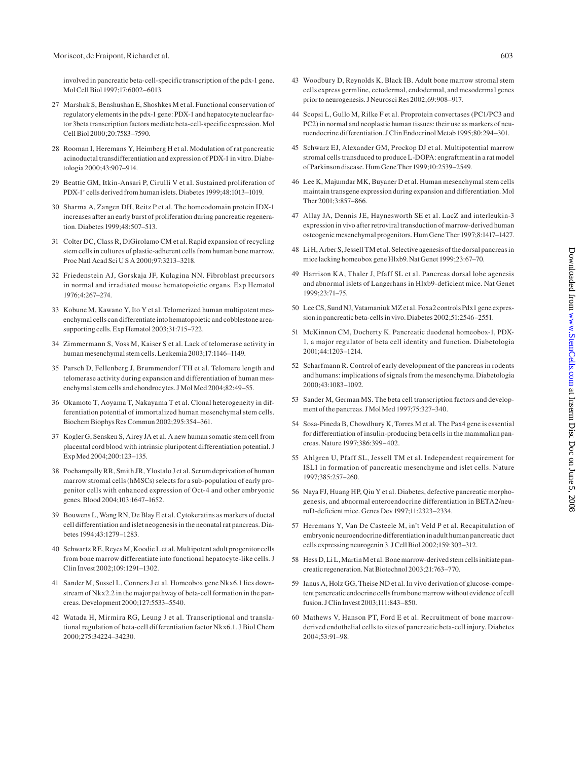involved in pancreatic beta-cell-specific transcription of the pdx-1 gene. Mol Cell Biol 1997;17:6002–6013.

27 Marshak S, Benshushan E, Shoshkes M et al. Functional conservation of regulatory elements in the pdx-1 gene: PDX-1 and hepatocyte nuclear factor 3beta transcription factors mediate beta-cell-specific expression. Mol Cell Biol 2000;20:7583–7590.

28 Rooman I, Heremans Y, Heimberg H et al. Modulation of rat pancreatic acinoductal transdifferentiation and expression of PDX-1 in vitro. Diabetologia 2000;43:907–914.

29 Beattie GM, Itkin-Ansari P, Cirulli V et al. Sustained proliferation of PDX-1+ cells derived from human islets. Diabetes 1999;48:1013–1019.

30 Sharma A, Zangen DH, Reitz P et al. The homeodomain protein IDX-1 increases after an early burst of proliferation during pancreatic regeneration. Diabetes 1999;48:507–513.

31 Colter DC, Class R, DiGirolamo CM et al. Rapid expansion of recycling stem cells in cultures of plastic-adherent cells from human bone marrow. Proc Natl Acad Sci U S A 2000;97:3213–3218.

32 Friedenstein AJ, Gorskaja JF, Kulagina NN. Fibroblast precursors in normal and irradiated mouse hematopoietic organs. Exp Hematol 1976;4:267–274.

33 Kobune M, Kawano Y, Ito Y et al. Telomerized human multipotent mesenchymal cells can differentiate into hematopoietic and cobblestone area-supporting cells. Exp Hematol 2003;31:715–722.

34 Zimmermann S, Voss M, Kaiser S et al. Lack of telomerase activity in human mesenchymal stem cells. Leukemia 2003;17:1146–1149.

35 Parsch D, Fellenberg J, Brummendorf TH et al. Telomere length and telomerase activity during expansion and differentiation of human mesenchymal stem cells and chondrocytes. J Mol Med 2004;82:49–55.

36 Okamoto T, Aoyama T, Nakayama T et al. Clonal heterogeneity in differentiation potential of immortalized human mesenchymal stem cells. Biochem Biophys Res Commun 2002;295:354–361.

37 Kogler G, Sensken S, Airey JA et al. A new human somatic stem cell from placental cord blood with intrinsic pluripotent differentiation potential. J Exp Med 2004;200:123–135.

38 Pochampally RR, Smith JR, Ylostalo J et al. Serum deprivation of human marrow stromal cells (hMSCs) selects for a sub-population of early progenitor cells with enhanced expression of Oct-4 and other embryonic genes. Blood 2004;103:1647–1652.

39 Bouwens L, Wang RN, De Blay E et al. Cytokeratins as markers of ductal cell differentiation and islet neogenesis in the neonatal rat pancreas. Diabetes 1994;43:1279–1283.

40 Schwartz RE, Reyes M, Koodie L et al. Multipotent adult progenitor cells from bone marrow differentiate into functional hepatocyte-like cells. J Clin Invest 2002;109:1291–1302.

41 Sander M, Sussel L, Conners J et al. Homeobox gene Nkx6.1 lies downstream of Nkx2.2 in the major pathway of beta-cell formation in the pancreas. Development 2000;127:5533–5540.

42 Watada H, Mirmira RG, Leung J et al. Transcriptional and translational regulation of beta-cell differentiation factor Nkx6.1. J Biol Chem 2000;275:34224–34230.

43 Woodbury D, Reynolds K, Black IB. Adult bone marrow stromal stem cells express germline, ectodermal, endodermal, and mesodermal genes prior to neurogenesis. J Neurosci Res 2002;69:908–917.

44 Scopsi L, Gullo M, Rilke F et al. Proprotein convertases (PC1/PC3 and PC2) in normal and neoplastic human tissues: their use as markers of neuroendocrine differentiation. J Clin Endocrinol Metab 1995;80:294–301.

45 Schwarz EJ, Alexander GM, Prockop DJ et al. Multipotential marrow stromal cells transduced to produce L-DOPA: engraftment in a rat model of Parkinson disease. Hum Gene Ther 1999;10:2539–2549.

46 Lee K, Majumdar MK, Buyaner D et al. Human mesenchymal stem cells maintain transgene expression during expansion and differentiation. Mol Ther 2001;3:857–866.

47 Allay JA, Dennis JE, Haynesworth SE et al. LacZ and interleukin-3 expression in vivo after retroviral transduction of marrow-derived human osteogenic mesenchymal progenitors. Hum Gene Ther 1997;8:1417–1427.

48 Li H, Arber S, Jessell TM et al. Selective agenesis of the dorsal pancreas in mice lacking homeobox gene Hlxb9. Nat Genet 1999;23:67–70.

49 Harrison KA, Thaler J, Pfaff SL et al. Pancreas dorsal lobe agenesis and abnormal islets of Langerhans in Hlxb9-deficient mice. Nat Genet 1999;23:71–75.

50 Lee CS, Sund NJ, Vatamaniuk MZ et al. Foxa2 controls Pdx1 gene expression in pancreatic beta-cells in vivo. Diabetes 2002;51:2546–2551.

51 McKinnon CM, Docherty K. Pancreatic duodenal homeobox-1, PDX-1, a major regulator of beta cell identity and function. Diabetologia 2001;44:1203–1214.

52 Scharfmann R. Control of early development of the pancreas in rodents and humans: implications of signals from the mesenchyme. Diabetologia 2000;43:1083–1092.

53 Sander M, German MS. The beta cell transcription factors and development of the pancreas. J Mol Med 1997;75:327–340.

54 Sosa-Pineda B, Chowdhury K, Torres M et al. The Pax4 gene is essential for differentiation of insulin-producing beta cells in the mammalian pancreas. Nature 1997;386:399–402.

55 Ahlgren U, Pfaff SL, Jessell TM et al. Independent requirement for ISL1 in formation of pancreatic mesenchyme and islet cells. Nature 1997;385:257–260.

56 Naya FJ, Huang HP, Qiu Y et al. Diabetes, defective pancreatic morphogenesis, and abnormal enteroendocrine differentiation in BETA2/neuroD-deficient mice. Genes Dev 1997;11:2323–2334.

57 Heremans Y, Van De Casteele M, in't Veld P et al. Recapitulation of embryonic neuroendocrine differentiation in adult human pancreatic duct cells expressing neurogenin 3. J Cell Biol 2002;159:303–312.

58 Hess D, Li L, Martin M et al. Bone marrow-derived stem cells initiate pancreatic regeneration. Nat Biotechnol 2003;21:763–770.

59 Ianus A, Holz GG, Theise ND et al. In vivo derivation of glucose-competent pancreatic endocrine cells from bone marrow without evidence of cell fusion. J Clin Invest 2003;111:843–850.

60 Mathews V, Hanson PT, Ford E et al. Recruitment of bone marrow-derived endothelial cells to sites of pancreatic beta-cell injury. Diabetes 2004;53:91–98.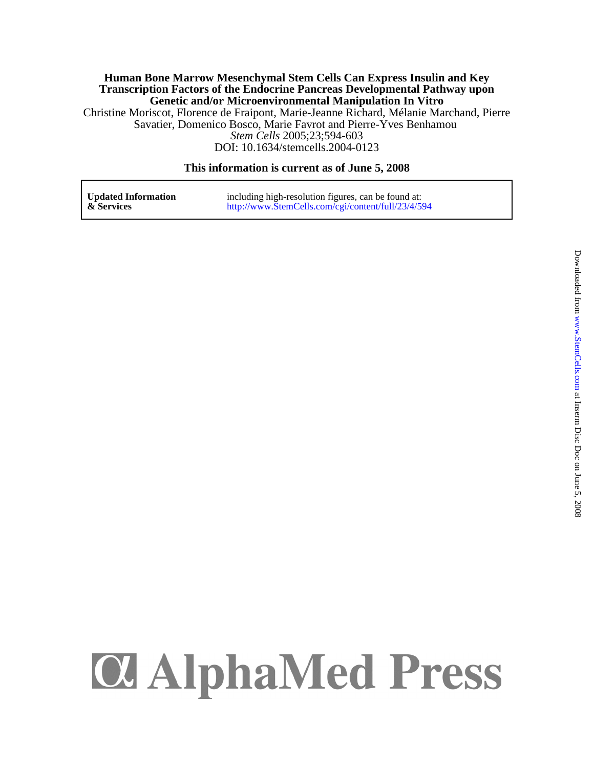**Human Bone Marrow Mesenchymal Stem Cells Can Express Insulin and Key Transcription Factors of the Endocrine Pancreas Developmental Pathway upon Genetic and/or Microenvironmental Manipulation In Vitro**

Christine Moriscot, Florence de Fraipont, Marie-Jeanne Richard, Mélanie Marchand, Pierre Savatier, Domenico Bosco, Marie Favrot and Pierre-Yves Benhamou

*Stem Cells* 2005;23;594-603

DOI: 10.1634/stemcells.2004-0123

**This information is current as of June 5, 2008**

| | |
|---|---|
| **Updated Information & Services** | including high-resolution figures, can be found at: http://www.StemCells.com/cgi/content/full/23/4/594 |

Downloaded from www.StemCells.com at Inserm Disc Doc on June 5, 2008

AlphaMed Press